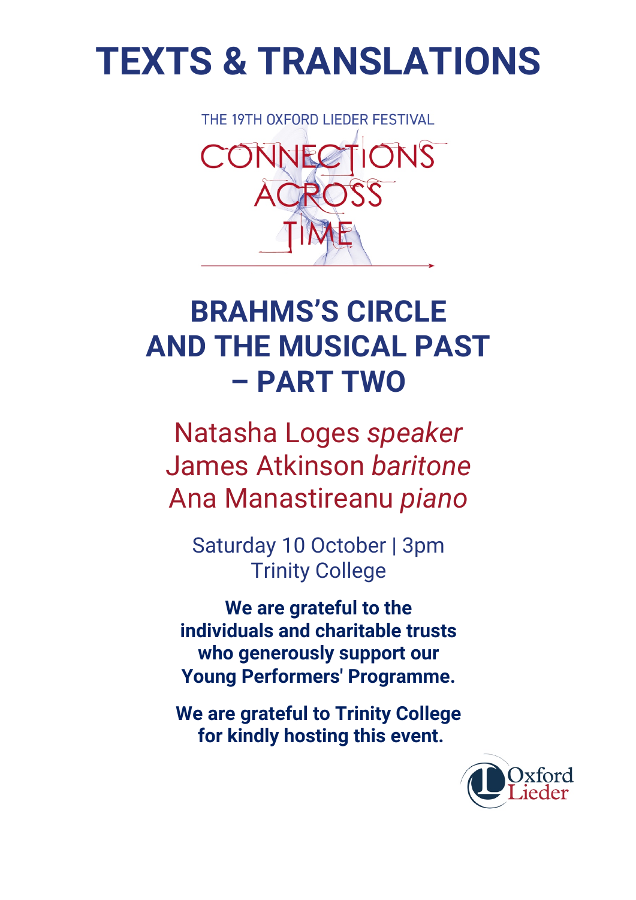# TEXTS & TRANSLATIONS

THE 19TH OXFORD LIEDER FESTIVAL

CONNECTIONS ACROSS TIME

## BRAHMS'S CIRCLE AND THE MUSICAL PAST – PART TWO

Natasha Loges *speaker*
James Atkinson *baritone*
Ana Manastireanu *piano*

Saturday 10 October | 3pm
Trinity College

**We are grateful to the individuals and charitable trusts who generously support our Young Performers' Programme.**

**We are grateful to Trinity College for kindly hosting this event.**

Oxford Lieder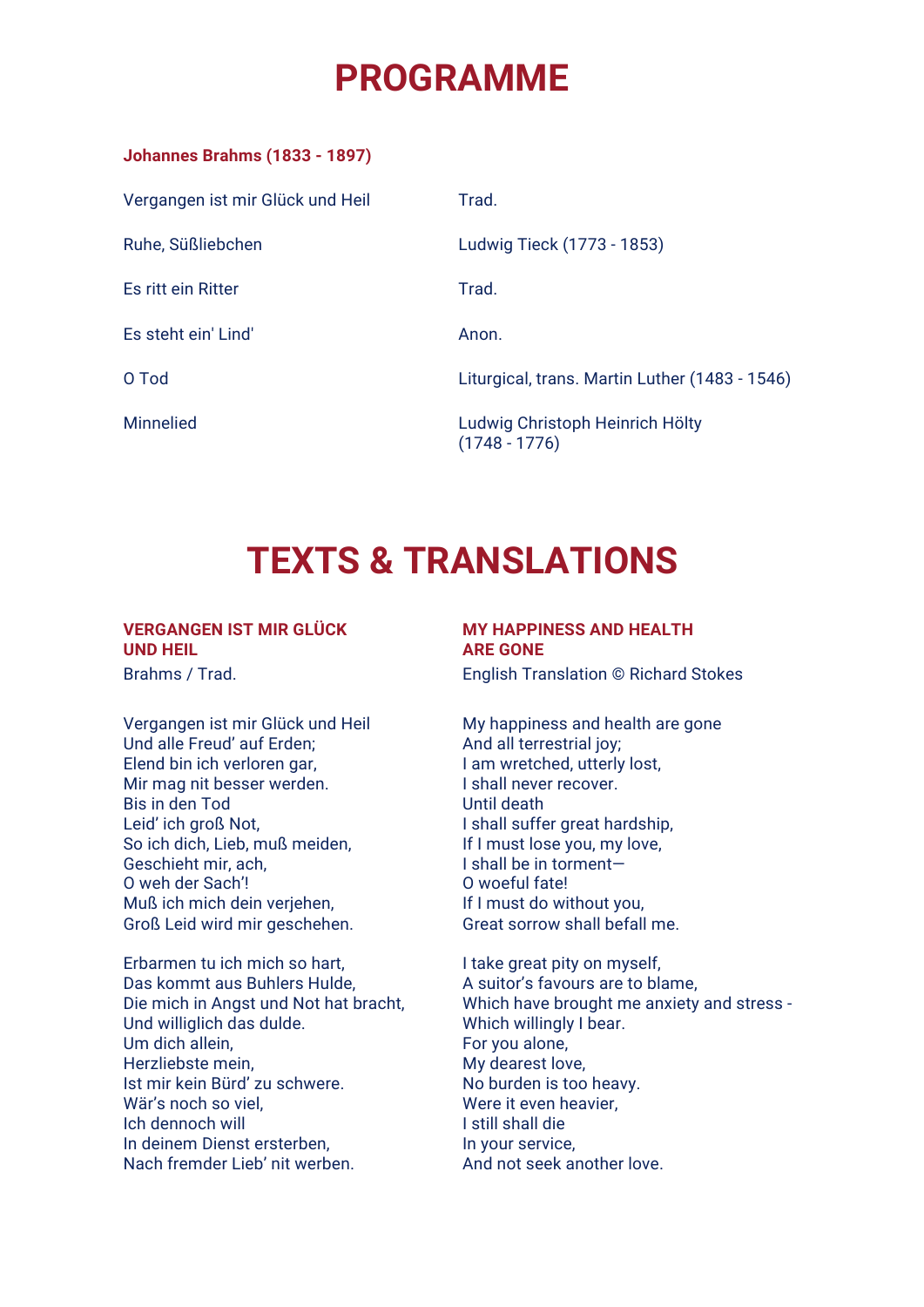# PROGRAMME

**Johannes Brahms (1833 - 1897)**

| | |
|---|---|
| Vergangen ist mir Glück und Heil | Trad. |
| Ruhe, Süßliebchen | Ludwig Tieck (1773 - 1853) |
| Es ritt ein Ritter | Trad. |
| Es steht ein' Lind' | Anon. |
| O Tod | Liturgical, trans. Martin Luther (1483 - 1546) |
| Minnelied | Ludwig Christoph Heinrich Hölty (1748 - 1776) |

# TEXTS & TRANSLATIONS

### VERGANGEN IST MIR GLÜCK UND HEIL

Brahms / Trad.

Vergangen ist mir Glück und Heil
Und alle Freud' auf Erden;
Elend bin ich verloren gar,
Mir mag nit besser werden.
Bis in den Tod
Leid' ich groß Not,
So ich dich, Lieb, muß meiden,
Geschieht mir, ach,
O weh der Sach'!
Muß ich mich dein verjehen,
Groß Leid wird mir geschehen.

Erbarmen tu ich mich so hart,
Das kommt aus Buhlers Hulde,
Die mich in Angst und Not hat bracht,
Und williglich das dulde.
Um dich allein,
Herzliebste mein,
Ist mir kein Bürd' zu schwere.
Wär's noch so viel,
Ich dennoch will
In deinem Dienst ersterben,
Nach fremder Lieb' nit werben.

### MY HAPPINESS AND HEALTH ARE GONE

English Translation © Richard Stokes

My happiness and health are gone
And all terrestrial joy;
I am wretched, utterly lost,
I shall never recover.
Until death
I shall suffer great hardship,
If I must lose you, my love,
I shall be in torment—
O woeful fate!
If I must do without you,
Great sorrow shall befall me.

I take great pity on myself,
A suitor's favours are to blame,
Which have brought me anxiety and stress -
Which willingly I bear.
For you alone,
My dearest love,
No burden is too heavy.
Were it even heavier,
I still shall die
In your service,
And not seek another love.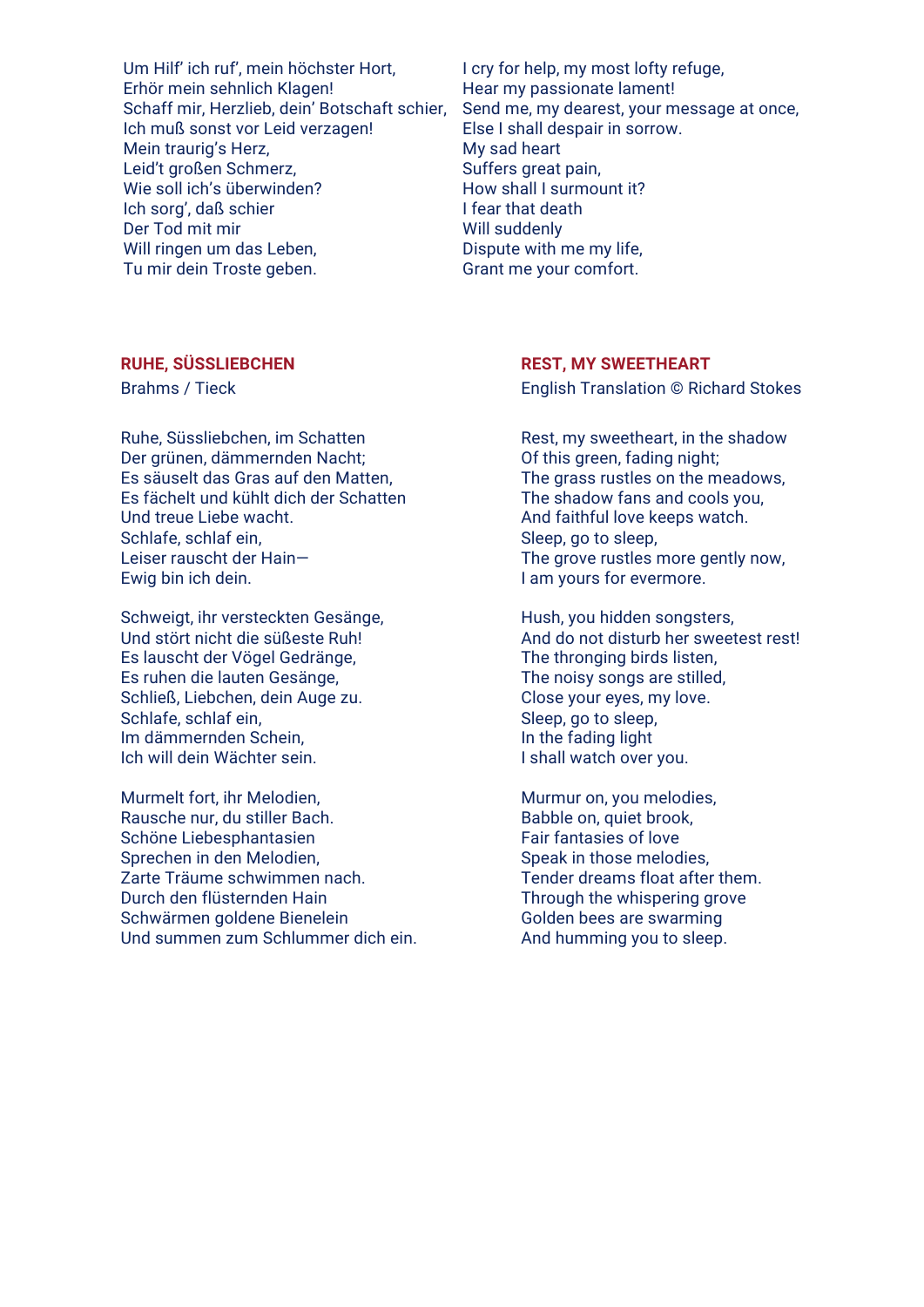Um Hilf' ich ruf', mein höchster Hort,
Erhör mein sehnlich Klagen!
Schaff mir, Herzlieb, dein' Botschaft schier,
Ich muß sonst vor Leid verzagen!
Mein traurig's Herz,
Leid't großen Schmerz,
Wie soll ich's überwinden?
Ich sorg', daß schier
Der Tod mit mir
Will ringen um das Leben,
Tu mir dein Troste geben.

I cry for help, my most lofty refuge,
Hear my passionate lament!
Send me, my dearest, your message at once,
Else I shall despair in sorrow.
My sad heart
Suffers great pain,
How shall I surmount it?
I fear that death
Will suddenly
Dispute with me my life,
Grant me your comfort.

## RUHE, SÜSSLIEBCHEN

Brahms / Tieck

Ruhe, Süssliebchen, im Schatten
Der grünen, dämmernden Nacht;
Es säuselt das Gras auf den Matten,
Es fächelt und kühlt dich der Schatten
Und treue Liebe wacht.
Schlafe, schlaf ein,
Leiser rauscht der Hain—
Ewig bin ich dein.

Schweigt, ihr versteckten Gesänge,
Und stört nicht die süßeste Ruh!
Es lauscht der Vögel Gedränge,
Es ruhen die lauten Gesänge,
Schließ, Liebchen, dein Auge zu.
Schlafe, schlaf ein,
Im dämmernden Schein,
Ich will dein Wächter sein.

Murmelt fort, ihr Melodien,
Rausche nur, du stiller Bach.
Schöne Liebesphantasien
Sprechen in den Melodien,
Zarte Träume schwimmen nach.
Durch den flüsternden Hain
Schwärmen goldene Bienelein
Und summen zum Schlummer dich ein.

## REST, MY SWEETHEART

English Translation © Richard Stokes

Rest, my sweetheart, in the shadow
Of this green, fading night;
The grass rustles on the meadows,
The shadow fans and cools you,
And faithful love keeps watch.
Sleep, go to sleep,
The grove rustles more gently now,
I am yours for evermore.

Hush, you hidden songsters,
And do not disturb her sweetest rest!
The thronging birds listen,
The noisy songs are stilled,
Close your eyes, my love.
Sleep, go to sleep,
In the fading light
I shall watch over you.

Murmur on, you melodies,
Babble on, quiet brook,
Fair fantasies of love
Speak in those melodies,
Tender dreams float after them.
Through the whispering grove
Golden bees are swarming
And humming you to sleep.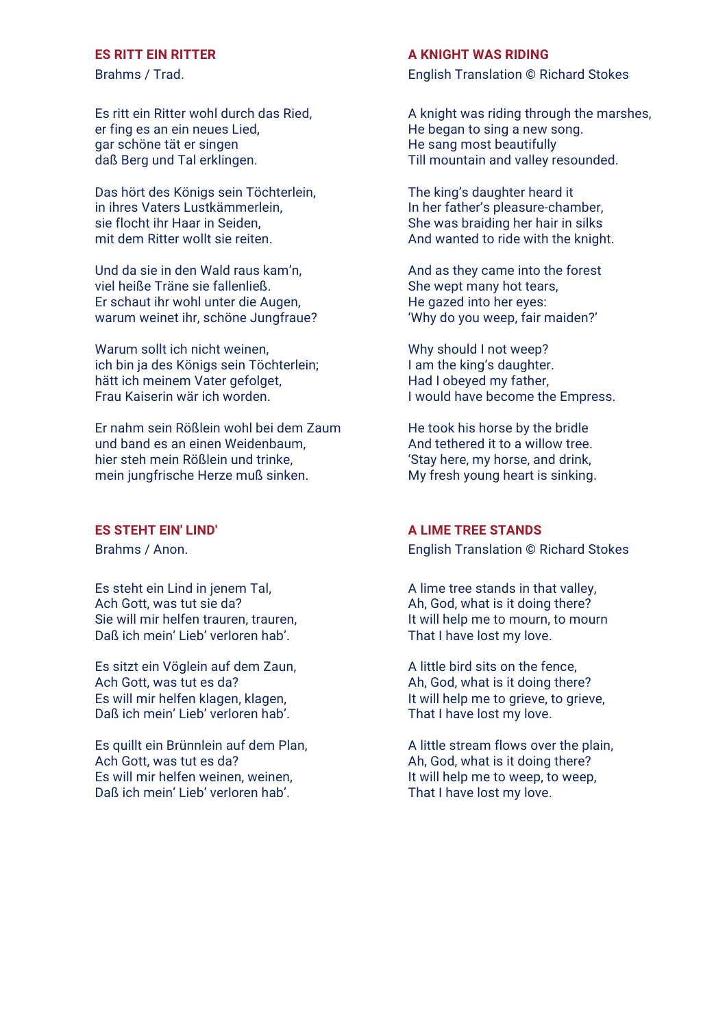## ES RITT EIN RITTER

Brahms / Trad.

Es ritt ein Ritter wohl durch das Ried,
er fing es an ein neues Lied,
gar schöne tät er singen
daß Berg und Tal erklingen.

Das hört des Königs sein Töchterlein,
in ihres Vaters Lustkämmerlein,
sie flocht ihr Haar in Seiden,
mit dem Ritter wollt sie reiten.

Und da sie in den Wald raus kam'n,
viel heiße Träne sie fallenließ.
Er schaut ihr wohl unter die Augen,
warum weinet ihr, schöne Jungfraue?

Warum sollt ich nicht weinen,
ich bin ja des Königs sein Töchterlein;
hätt ich meinem Vater gefolget,
Frau Kaiserin wär ich worden.

Er nahm sein Rößlein wohl bei dem Zaum
und band es an einen Weidenbaum,
hier steh mein Rößlein und trinke,
mein jungfrische Herze muß sinken.

## A KNIGHT WAS RIDING

English Translation © Richard Stokes

A knight was riding through the marshes,
He began to sing a new song.
He sang most beautifully
Till mountain and valley resounded.

The king's daughter heard it
In her father's pleasure-chamber,
She was braiding her hair in silks
And wanted to ride with the knight.

And as they came into the forest
She wept many hot tears,
He gazed into her eyes:
'Why do you weep, fair maiden?'

Why should I not weep?
I am the king's daughter.
Had I obeyed my father,
I would have become the Empress.

He took his horse by the bridle
And tethered it to a willow tree.
'Stay here, my horse, and drink,
My fresh young heart is sinking.

## ES STEHT EIN' LIND'

Brahms / Anon.

Es steht ein Lind in jenem Tal,
Ach Gott, was tut sie da?
Sie will mir helfen trauren, trauren,
Daß ich mein' Lieb' verloren hab'.

Es sitzt ein Vöglein auf dem Zaun,
Ach Gott, was tut es da?
Es will mir helfen klagen, klagen,
Daß ich mein' Lieb' verloren hab'.

Es quillt ein Brünnlein auf dem Plan,
Ach Gott, was tut es da?
Es will mir helfen weinen, weinen,
Daß ich mein' Lieb' verloren hab'.

## A LIME TREE STANDS

English Translation © Richard Stokes

A lime tree stands in that valley,
Ah, God, what is it doing there?
It will help me to mourn, to mourn
That I have lost my love.

A little bird sits on the fence,
Ah, God, what is it doing there?
It will help me to grieve, to grieve,
That I have lost my love.

A little stream flows over the plain,
Ah, God, what is it doing there?
It will help me to weep, to weep,
That I have lost my love.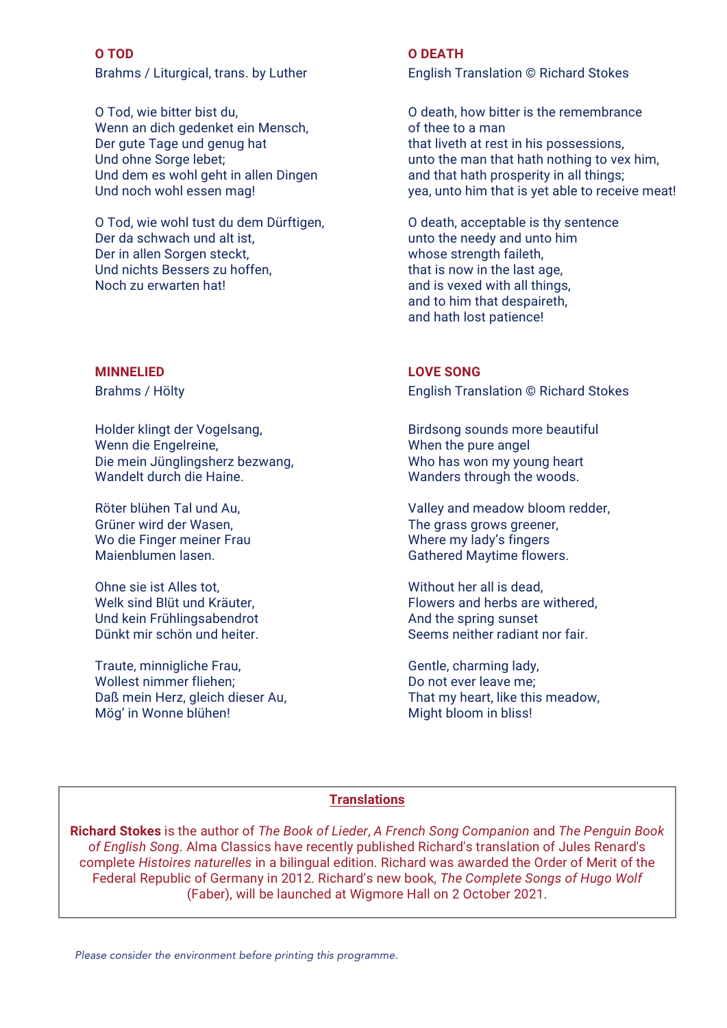## O TOD

Brahms / Liturgical, trans. by Luther

O Tod, wie bitter bist du,
Wenn an dich gedenket ein Mensch,
Der gute Tage und genug hat
Und ohne Sorge lebet;
Und dem es wohl geht in allen Dingen
Und noch wohl essen mag!

O Tod, wie wohl tust du dem Dürftigen,
Der da schwach und alt ist,
Der in allen Sorgen steckt,
Und nichts Bessers zu hoffen,
Noch zu erwarten hat!

## O DEATH

English Translation © Richard Stokes

O death, how bitter is the remembrance
of thee to a man
that liveth at rest in his possessions,
unto the man that hath nothing to vex him,
and that hath prosperity in all things;
yea, unto him that is yet able to receive meat!

O death, acceptable is thy sentence
unto the needy and unto him
whose strength faileth,
that is now in the last age,
and is vexed with all things,
and to him that despaireth,
and hath lost patience!

## MINNELIED

Brahms / Hölty

Holder klingt der Vogelsang,
Wenn die Engelreine,
Die mein Jünglingsherz bezwang,
Wandelt durch die Haine.

Röter blühen Tal und Au,
Grüner wird der Wasen,
Wo die Finger meiner Frau
Maienblumen lasen.

Ohne sie ist Alles tot,
Welk sind Blüt und Kräuter,
Und kein Frühlingsabendrot
Dünkt mir schön und heiter.

Traute, minnigliche Frau,
Wollest nimmer fliehen;
Daß mein Herz, gleich dieser Au,
Mög' in Wonne blühen!

## LOVE SONG

English Translation © Richard Stokes

Birdsong sounds more beautiful
When the pure angel
Who has won my young heart
Wanders through the woods.

Valley and meadow bloom redder,
The grass grows greener,
Where my lady's fingers
Gathered Maytime flowers.

Without her all is dead,
Flowers and herbs are withered,
And the spring sunset
Seems neither radiant nor fair.

Gentle, charming lady,
Do not ever leave me;
That my heart, like this meadow,
Might bloom in bliss!

---

**Translations**

**Richard Stokes** is the author of *The Book of Lieder*, *A French Song Companion* and *The Penguin Book of English Song*. Alma Classics have recently published Richard's translation of Jules Renard's complete *Histoires naturelles* in a bilingual edition. Richard was awarded the Order of Merit of the Federal Republic of Germany in 2012. Richard's new book, *The Complete Songs of Hugo Wolf* (Faber), will be launched at Wigmore Hall on 2 October 2021.

---

*Please consider the environment before printing this programme.*